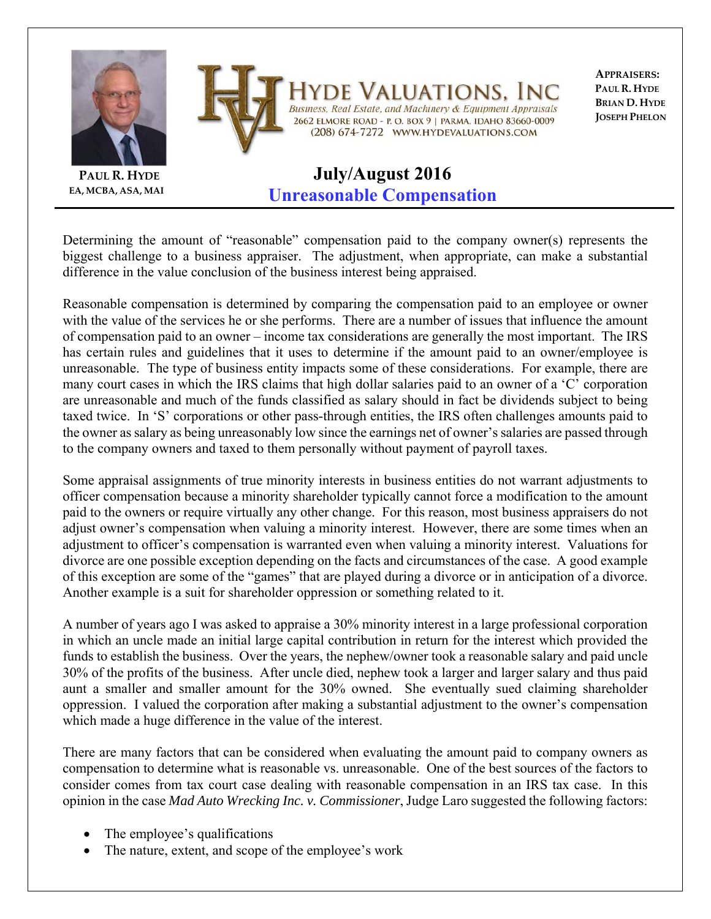**PAUL R. HYDE**
EA, MCBA, ASA, MAI

# HYDE VALUATIONS, INC

*Business, Real Estate, and Machinery & Equipment Appraisals*
2662 ELMORE ROAD - P. O. BOX 9 | PARMA, IDAHO 83660-0009
(208) 674-7272 WWW.HYDEVALUATIONS.COM

**APPRAISERS:**
**PAUL R. HYDE**
**BRIAN D. HYDE**
**JOSEPH PHELON**

## July/August 2016

## Unreasonable Compensation

Determining the amount of "reasonable" compensation paid to the company owner(s) represents the biggest challenge to a business appraiser. The adjustment, when appropriate, can make a substantial difference in the value conclusion of the business interest being appraised.

Reasonable compensation is determined by comparing the compensation paid to an employee or owner with the value of the services he or she performs. There are a number of issues that influence the amount of compensation paid to an owner – income tax considerations are generally the most important. The IRS has certain rules and guidelines that it uses to determine if the amount paid to an owner/employee is unreasonable. The type of business entity impacts some of these considerations. For example, there are many court cases in which the IRS claims that high dollar salaries paid to an owner of a 'C' corporation are unreasonable and much of the funds classified as salary should in fact be dividends subject to being taxed twice. In 'S' corporations or other pass-through entities, the IRS often challenges amounts paid to the owner as salary as being unreasonably low since the earnings net of owner's salaries are passed through to the company owners and taxed to them personally without payment of payroll taxes.

Some appraisal assignments of true minority interests in business entities do not warrant adjustments to officer compensation because a minority shareholder typically cannot force a modification to the amount paid to the owners or require virtually any other change. For this reason, most business appraisers do not adjust owner's compensation when valuing a minority interest. However, there are some times when an adjustment to officer's compensation is warranted even when valuing a minority interest. Valuations for divorce are one possible exception depending on the facts and circumstances of the case. A good example of this exception are some of the "games" that are played during a divorce or in anticipation of a divorce. Another example is a suit for shareholder oppression or something related to it.

A number of years ago I was asked to appraise a 30% minority interest in a large professional corporation in which an uncle made an initial large capital contribution in return for the interest which provided the funds to establish the business. Over the years, the nephew/owner took a reasonable salary and paid uncle 30% of the profits of the business. After uncle died, nephew took a larger and larger salary and thus paid aunt a smaller and smaller amount for the 30% owned. She eventually sued claiming shareholder oppression. I valued the corporation after making a substantial adjustment to the owner's compensation which made a huge difference in the value of the interest.

There are many factors that can be considered when evaluating the amount paid to company owners as compensation to determine what is reasonable vs. unreasonable. One of the best sources of the factors to consider comes from tax court case dealing with reasonable compensation in an IRS tax case. In this opinion in the case *Mad Auto Wrecking Inc. v. Commissioner*, Judge Laro suggested the following factors:

- The employee's qualifications
- The nature, extent, and scope of the employee's work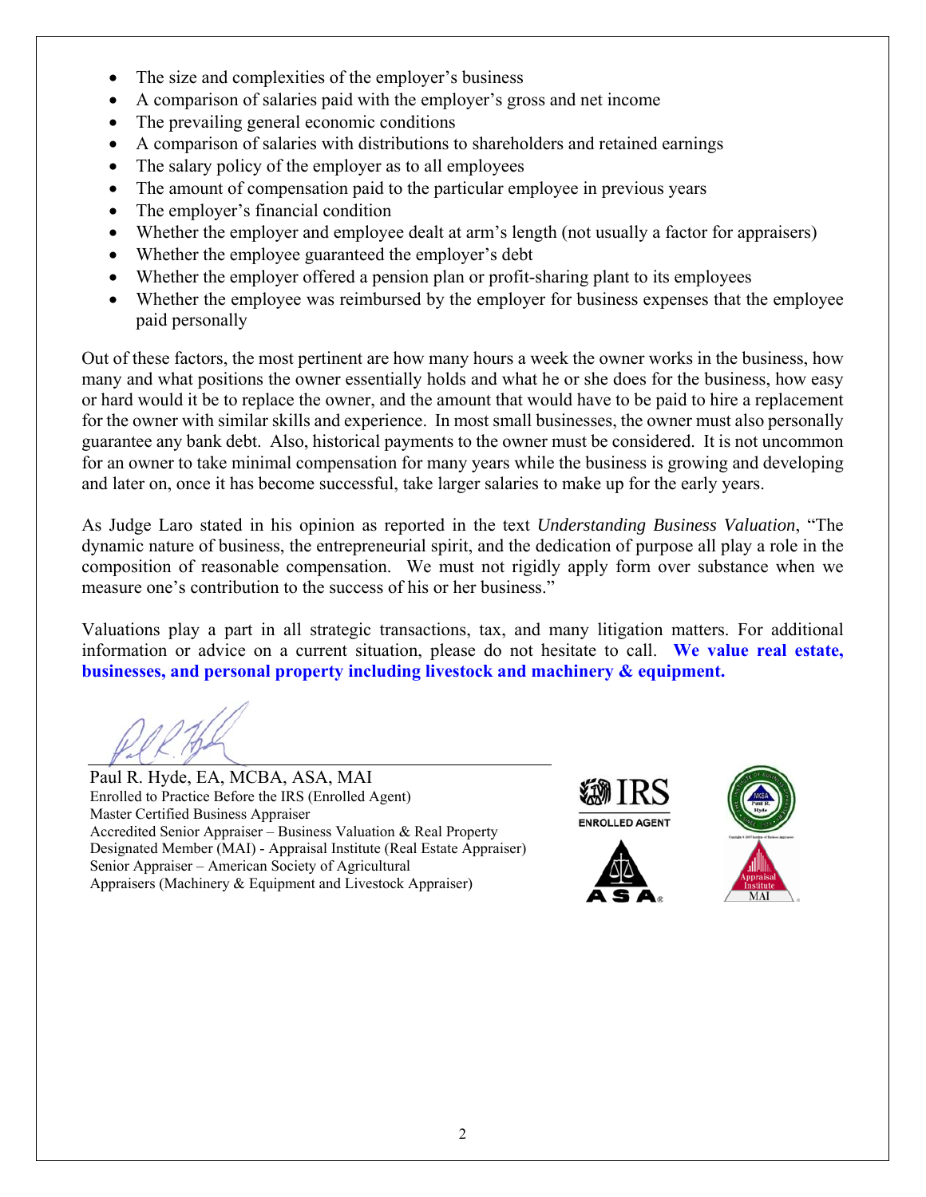- The size and complexities of the employer's business
- A comparison of salaries paid with the employer's gross and net income
- The prevailing general economic conditions
- A comparison of salaries with distributions to shareholders and retained earnings
- The salary policy of the employer as to all employees
- The amount of compensation paid to the particular employee in previous years
- The employer's financial condition
- Whether the employer and employee dealt at arm's length (not usually a factor for appraisers)
- Whether the employee guaranteed the employer's debt
- Whether the employer offered a pension plan or profit-sharing plant to its employees
- Whether the employee was reimbursed by the employer for business expenses that the employee paid personally

Out of these factors, the most pertinent are how many hours a week the owner works in the business, how many and what positions the owner essentially holds and what he or she does for the business, how easy or hard would it be to replace the owner, and the amount that would have to be paid to hire a replacement for the owner with similar skills and experience. In most small businesses, the owner must also personally guarantee any bank debt. Also, historical payments to the owner must be considered. It is not uncommon for an owner to take minimal compensation for many years while the business is growing and developing and later on, once it has become successful, take larger salaries to make up for the early years.

As Judge Laro stated in his opinion as reported in the text *Understanding Business Valuation*, "The dynamic nature of business, the entrepreneurial spirit, and the dedication of purpose all play a role in the composition of reasonable compensation. We must not rigidly apply form over substance when we measure one's contribution to the success of his or her business."

Valuations play a part in all strategic transactions, tax, and many litigation matters. For additional information or advice on a current situation, please do not hesitate to call. **We value real estate, businesses, and personal property including livestock and machinery & equipment.**

Paul R. Hyde, EA, MCBA, ASA, MAI
Enrolled to Practice Before the IRS (Enrolled Agent)
Master Certified Business Appraiser
Accredited Senior Appraiser – Business Valuation & Real Property
Designated Member (MAI) - Appraisal Institute (Real Estate Appraiser)
Senior Appraiser – American Society of Agricultural Appraisers (Machinery & Equipment and Livestock Appraiser)